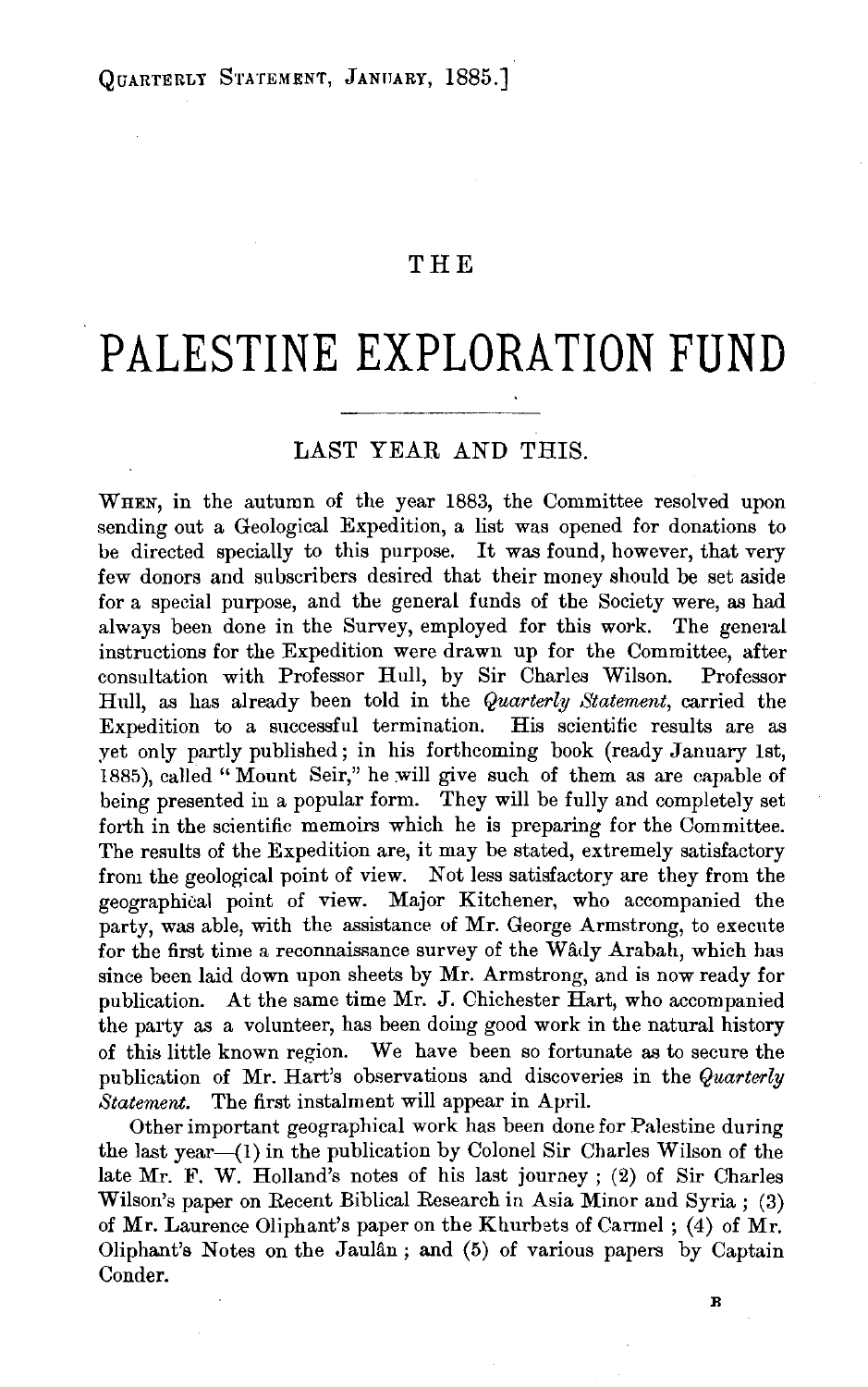# THE

# PALESTINE EXPLORATION FUND

## LAST YEAR AND THIS.

When, in the autumn of the year 1883, the Committee resolved upon sending out a Geological Expedition, a list was opened for donations to be directed specially to this purpose. It was found, however, that very few donors and subscribers desired that their money should be set aside for a special purpose, and the general funds of the Society were, as had always been done in the Survey, employed for this work. The general instructions for the Expedition were drawn up for the Committee, after consultation with Professor Hull, by Sir Charles Wilson. Professor Hull, as has already been told in the *Quarterly Statement*, carried the Expedition to a successful termination. His scientific results are as yet only partly published; in his forthcoming book (ready January 1st, 1885), called "Mount Seir," he will give such of them as are capable of being presented in a popular form. They will be fully and completely set forth in the scientific memoirs which he is preparing for the Committee. The results of the Expedition are, it may be stated, extremely satisfactory from the geological point of view. Not less satisfactory are they from the geographical point of view. Major Kitchener, who accompanied the party, was able, with the assistance of Mr. George Armstrong, to execute for the first time a reconnaissance survey of the Wâdy Arabah, which has since been laid down upon sheets by Mr. Armstrong, and is now ready for publication. At the same time Mr. J. Chichester Hart, who accompanied the party as a volunteer, has been doing good work in the natural history of this little known region. We have been so fortunate as to secure the publication of Mr. Hart's observations and discoveries in the *Quarterly Statement*. The first instalment will appear in April.

Other important geographical work has been done for Palestine during the last year—(1) in the publication by Colonel Sir Charles Wilson of the late Mr. F. W. Holland's notes of his last journey; (2) of Sir Charles Wilson's paper on Recent Biblical Research in Asia Minor and Syria; (3) of Mr. Laurence Oliphant's paper on the Khurbets of Carmel; (4) of Mr. Oliphant's Notes on the Jaulân; and (5) of various papers by Captain Conder.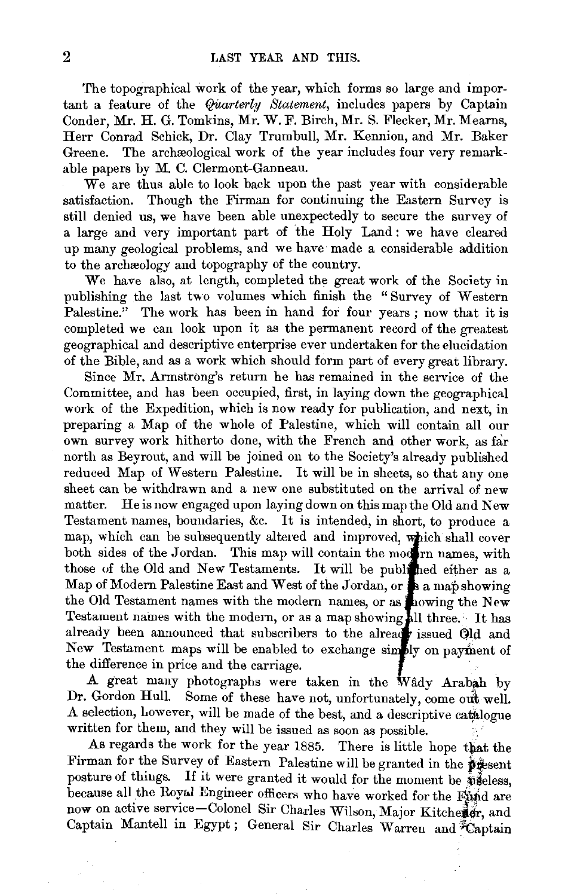The topographical work of the year, which forms so large and important a feature of the *Quarterly Statement*, includes papers by Captain Conder, Mr. H. G. Tomkins, Mr. W. F. Birch, Mr. S. Flecker, Mr. Mearns, Herr Conrad Schick, Dr. Clay Trumbull, Mr. Kennion, and Mr. Baker Greene. The archæological work of the year includes four very remarkable papers by M. C. Clermont-Ganneau.

We are thus able to look back upon the past year with considerable satisfaction. Though the Firman for continuing the Eastern Survey is still denied us, we have been able unexpectedly to secure the survey of a large and very important part of the Holy Land: we have cleared up many geological problems, and we have made a considerable addition to the archæology and topography of the country.

We have also, at length, completed the great work of the Society in publishing the last two volumes which finish the "Survey of Western Palestine." The work has been in hand for four years; now that it is completed we can look upon it as the permanent record of the greatest geographical and descriptive enterprise ever undertaken for the elucidation of the Bible, and as a work which should form part of every great library.

Since Mr. Armstrong's return he has remained in the service of the Committee, and has been occupied, first, in laying down the geographical work of the Expedition, which is now ready for publication, and next, in preparing a Map of the whole of Palestine, which will contain all our own survey work hitherto done, with the French and other work, as far north as Beyrout, and will be joined on to the Society's already published reduced Map of Western Palestine. It will be in sheets, so that any one sheet can be withdrawn and a new one substituted on the arrival of new matter. He is now engaged upon laying down on this map the Old and New Testament names, boundaries, &c. It is intended, in short, to produce a map, which can be subsequently altered and improved, which shall cover both sides of the Jordan. This map will contain the modern names, with those of the Old and New Testaments. It will be published either as a Map of Modern Palestine East and West of the Jordan, or as a map showing the Old Testament names with the modern names, or as showing the New Testament names with the modern, or as a map showing all three. It has already been announced that subscribers to the already issued Old and New Testament maps will be enabled to exchange simply on payment of the difference in price and the carriage.

A great many photographs were taken in the Wâdy Arabah by Dr. Gordon Hull. Some of these have not, unfortunately, come out well. A selection, however, will be made of the best, and a descriptive catalogue written for them, and they will be issued as soon as possible.

As regards the work for the year 1885. There is little hope that the Firman for the Survey of Eastern Palestine will be granted in the present posture of things. If it were granted it would for the moment be useless, because all the Royal Engineer officers who have worked for the Fund are now on active service—Colonel Sir Charles Wilson, Major Kitchener, and Captain Mantell in Egypt; General Sir Charles Warren and Captain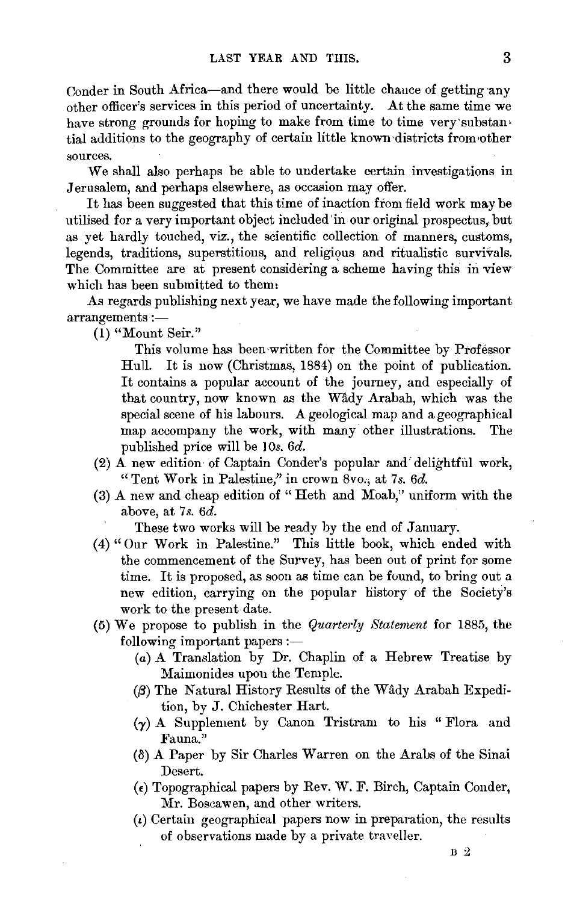Conder in South Africa—and there would be little chance of getting any other officer's services in this period of uncertainty. At the same time we have strong grounds for hoping to make from time to time very substantial additions to the geography of certain little known districts from other sources.

We shall also perhaps be able to undertake certain investigations in Jerusalem, and perhaps elsewhere, as occasion may offer.

It has been suggested that this time of inaction from field work may be utilised for a very important object included in our original prospectus, but as yet hardly touched, viz., the scientific collection of manners, customs, legends, traditions, superstitions, and religious and ritualistic survivals. The Committee are at present considering a scheme having this in view which has been submitted to them.

As regards publishing next year, we have made the following important arrangements :—

(1) "Mount Seir."

This volume has been written for the Committee by Professor Hull. It is now (Christmas, 1884) on the point of publication. It contains a popular account of the journey, and especially of that country, now known as the Wâdy Arabah, which was the special scene of his labours. A geological map and a geographical map accompany the work, with many other illustrations. The published price will be 10*s.* 6*d.*

(2) A new edition of Captain Conder's popular and delightful work, "Tent Work in Palestine," in crown 8vo., at 7*s.* 6*d.*

(3) A new and cheap edition of "Heth and Moab," uniform with the above, at 7*s.* 6*d.*

These two works will be ready by the end of January.

(4) "Our Work in Palestine." This little book, which ended with the commencement of the Survey, has been out of print for some time. It is proposed, as soon as time can be found, to bring out a new edition, carrying on the popular history of the Society's work to the present date.

(5) We propose to publish in the *Quarterly Statement* for 1885, the following important papers :—

($\alpha$) A Translation by Dr. Chaplin of a Hebrew Treatise by Maimonides upon the Temple.

($\beta$) The Natural History Results of the Wâdy Arabah Expedition, by J. Chichester Hart.

($\gamma$) A Supplement by Canon Tristram to his "Flora and Fauna."

($\delta$) A Paper by Sir Charles Warren on the Arabs of the Sinai Desert.

($\epsilon$) Topographical papers by Rev. W. F. Birch, Captain Conder, Mr. Boscawen, and other writers.

($\iota$) Certain geographical papers now in preparation, the results of observations made by a private traveller.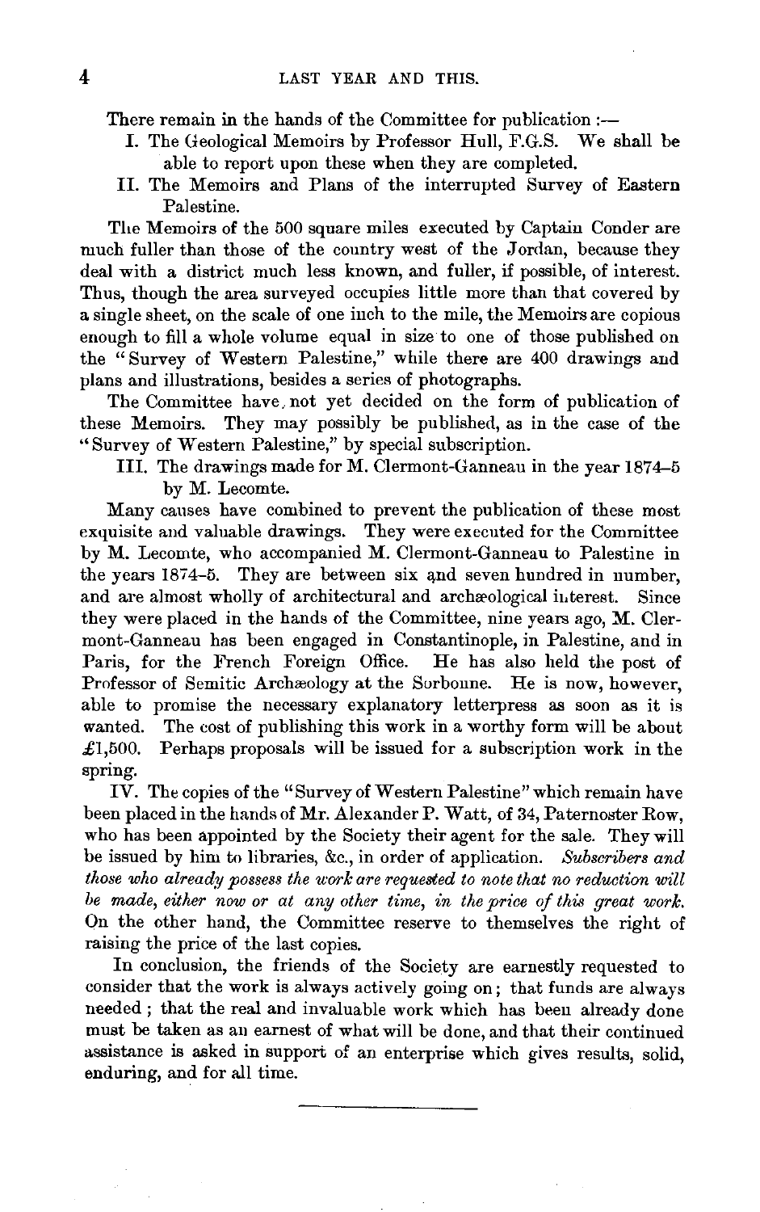There remain in the hands of the Committee for publication :—

I. The Geological Memoirs by Professor Hull, F.G.S. We shall be able to report upon these when they are completed.

II. The Memoirs and Plans of the interrupted Survey of Eastern Palestine.

The Memoirs of the 500 square miles executed by Captain Conder are much fuller than those of the country west of the Jordan, because they deal with a district much less known, and fuller, if possible, of interest. Thus, though the area surveyed occupies little more than that covered by a single sheet, on the scale of one inch to the mile, the Memoirs are copious enough to fill a whole volume equal in size to one of those published on the "Survey of Western Palestine," while there are 400 drawings and plans and illustrations, besides a series of photographs.

The Committee have not yet decided on the form of publication of these Memoirs. They may possibly be published, as in the case of the "Survey of Western Palestine," by special subscription.

III. The drawings made for M. Clermont-Ganneau in the year 1874–5 by M. Lecomte.

Many causes have combined to prevent the publication of these most exquisite and valuable drawings. They were executed for the Committee by M. Lecomte, who accompanied M. Clermont-Ganneau to Palestine in the years 1874–5. They are between six and seven hundred in number, and are almost wholly of architectural and archæological interest. Since they were placed in the hands of the Committee, nine years ago, M. Clermont-Ganneau has been engaged in Constantinople, in Palestine, and in Paris, for the French Foreign Office. He has also held the post of Professor of Semitic Archæology at the Sorbonne. He is now, however, able to promise the necessary explanatory letterpress as soon as it is wanted. The cost of publishing this work in a worthy form will be about £1,500. Perhaps proposals will be issued for a subscription work in the spring.

IV. The copies of the "Survey of Western Palestine" which remain have been placed in the hands of Mr. Alexander P. Watt, of 34, Paternoster Row, who has been appointed by the Society their agent for the sale. They will be issued by him to libraries, &c., in order of application. *Subscribers and those who already possess the work are requested to note that no reduction will be made, either now or at any other time, in the price of this great work.* On the other hand, the Committee reserve to themselves the right of raising the price of the last copies.

In conclusion, the friends of the Society are earnestly requested to consider that the work is always actively going on; that funds are always needed; that the real and invaluable work which has been already done must be taken as an earnest of what will be done, and that their continued assistance is asked in support of an enterprise which gives results, solid, enduring, and for all time.

---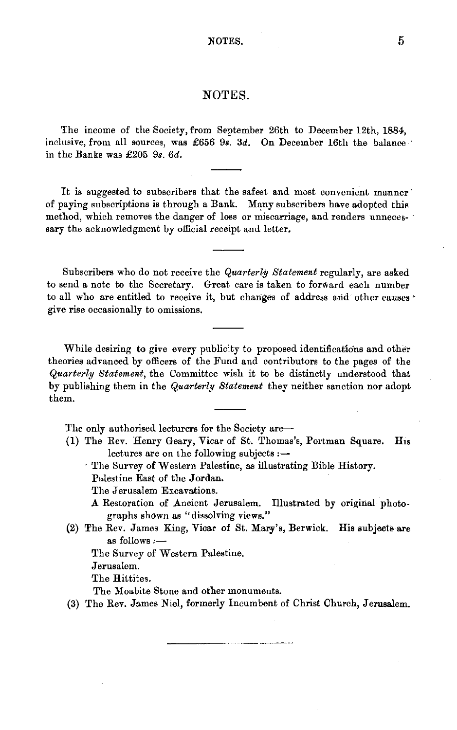# NOTES.

The income of the Society, from September 26th to December 12th, 1884, inclusive, from all sources, was £656 *9s. 3d.* On December 16th the balance in the Banks was £205 *9s. 6d.*

---

It is suggested to subscribers that the safest and most convenient manner of paying subscriptions is through a Bank. Many subscribers have adopted this method, which removes the danger of loss or miscarriage, and renders unnecessary the acknowledgment by official receipt and letter.

---

Subscribers who do not receive the *Quarterly Statement* regularly, are asked to send a note to the Secretary. Great care is taken to forward each number to all who are entitled to receive it, but changes of address and other causes give rise occasionally to omissions.

---

While desiring to give every publicity to proposed identifications and other theories advanced by officers of the Fund and contributors to the pages of the *Quarterly Statement*, the Committee wish it to be distinctly understood that by publishing them in the *Quarterly Statement* they neither sanction nor adopt them.

---

The only authorised lecturers for the Society are—

(1) The Rev. Henry Geary, Vicar of St. Thomas's, Portman Square. His lectures are on the following subjects :—
 - The Survey of Western Palestine, as illustrating Bible History.
 - Palestine East of the Jordan.
 - The Jerusalem Excavations.
 - A Restoration of Ancient Jerusalem. Illustrated by original photographs shown as "dissolving views."

(2) The Rev. James King, Vicar of St. Mary's, Berwick. His subjects are as follows :—
 - The Survey of Western Palestine.
 - Jerusalem.
 - The Hittites.
 - The Moabite Stone and other monuments.

(3) The Rev. James Niel, formerly Incumbent of Christ Church, Jerusalem.